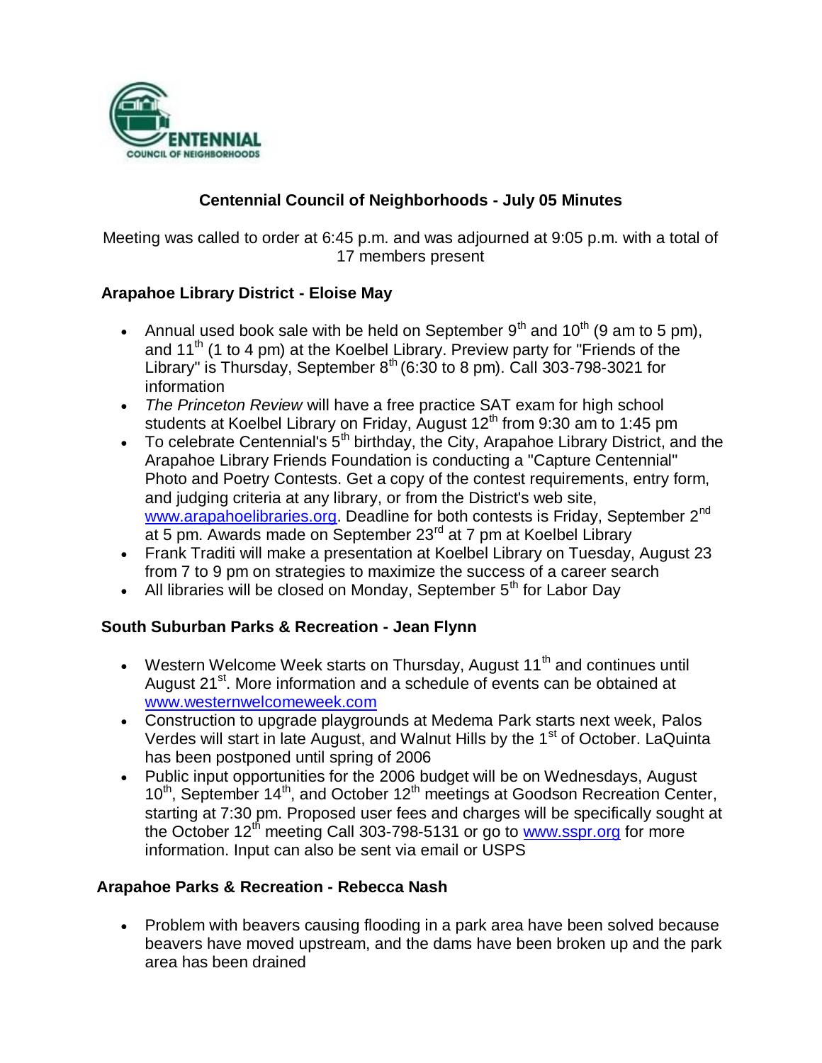# Centennial Council of Neighborhoods - July 05 Minutes

Meeting was called to order at 6:45 p.m. and was adjourned at 9:05 p.m. with a total of 17 members present

## Arapahoe Library District - Eloise May

- Annual used book sale with be held on September 9th and 10th (9 am to 5 pm), and 11th (1 to 4 pm) at the Koelbel Library. Preview party for "Friends of the Library" is Thursday, September 8th (6:30 to 8 pm). Call 303-798-3021 for information
- *The Princeton Review* will have a free practice SAT exam for high school students at Koelbel Library on Friday, August 12th from 9:30 am to 1:45 pm
- To celebrate Centennial's 5th birthday, the City, Arapahoe Library District, and the Arapahoe Library Friends Foundation is conducting a "Capture Centennial" Photo and Poetry Contests. Get a copy of the contest requirements, entry form, and judging criteria at any library, or from the District's web site, www.arapahoelibraries.org. Deadline for both contests is Friday, September 2nd at 5 pm. Awards made on September 23rd at 7 pm at Koelbel Library
- Frank Traditi will make a presentation at Koelbel Library on Tuesday, August 23 from 7 to 9 pm on strategies to maximize the success of a career search
- All libraries will be closed on Monday, September 5th for Labor Day

## South Suburban Parks & Recreation - Jean Flynn

- Western Welcome Week starts on Thursday, August 11th and continues until August 21st. More information and a schedule of events can be obtained at www.westernwelcomeweek.com
- Construction to upgrade playgrounds at Medema Park starts next week, Palos Verdes will start in late August, and Walnut Hills by the 1st of October. LaQuinta has been postponed until spring of 2006
- Public input opportunities for the 2006 budget will be on Wednesdays, August 10th, September 14th, and October 12th meetings at Goodson Recreation Center, starting at 7:30 pm. Proposed user fees and charges will be specifically sought at the October 12th meeting Call 303-798-5131 or go to www.sspr.org for more information. Input can also be sent via email or USPS

## Arapahoe Parks & Recreation - Rebecca Nash

- Problem with beavers causing flooding in a park area have been solved because beavers have moved upstream, and the dams have been broken up and the park area has been drained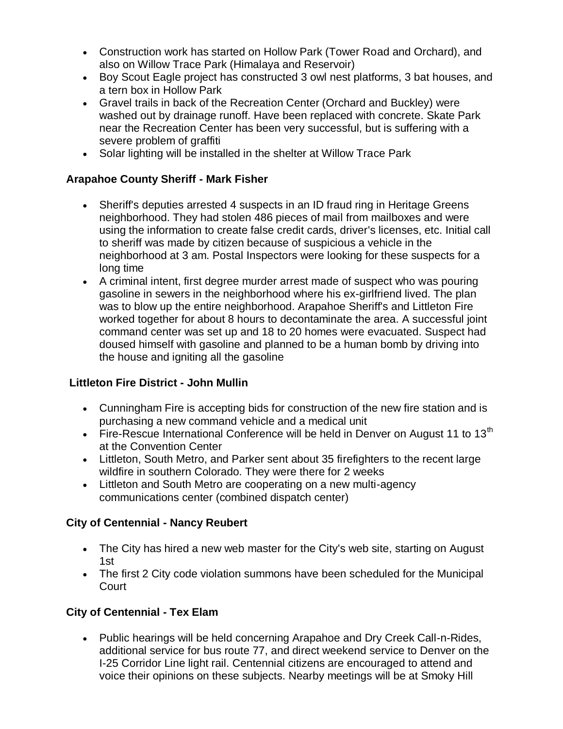- Construction work has started on Hollow Park (Tower Road and Orchard), and also on Willow Trace Park (Himalaya and Reservoir)
- Boy Scout Eagle project has constructed 3 owl nest platforms, 3 bat houses, and a tern box in Hollow Park
- Gravel trails in back of the Recreation Center (Orchard and Buckley) were washed out by drainage runoff. Have been replaced with concrete. Skate Park near the Recreation Center has been very successful, but is suffering with a severe problem of graffiti
- Solar lighting will be installed in the shelter at Willow Trace Park

**Arapahoe County Sheriff - Mark Fisher**

- Sheriff's deputies arrested 4 suspects in an ID fraud ring in Heritage Greens neighborhood. They had stolen 486 pieces of mail from mailboxes and were using the information to create false credit cards, driver's licenses, etc. Initial call to sheriff was made by citizen because of suspicious a vehicle in the neighborhood at 3 am. Postal Inspectors were looking for these suspects for a long time
- A criminal intent, first degree murder arrest made of suspect who was pouring gasoline in sewers in the neighborhood where his ex-girlfriend lived. The plan was to blow up the entire neighborhood. Arapahoe Sheriff's and Littleton Fire worked together for about 8 hours to decontaminate the area. A successful joint command center was set up and 18 to 20 homes were evacuated. Suspect had doused himself with gasoline and planned to be a human bomb by driving into the house and igniting all the gasoline

**Littleton Fire District - John Mullin**

- Cunningham Fire is accepting bids for construction of the new fire station and is purchasing a new command vehicle and a medical unit
- Fire-Rescue International Conference will be held in Denver on August 11 to 13th at the Convention Center
- Littleton, South Metro, and Parker sent about 35 firefighters to the recent large wildfire in southern Colorado. They were there for 2 weeks
- Littleton and South Metro are cooperating on a new multi-agency communications center (combined dispatch center)

**City of Centennial - Nancy Reubert**

- The City has hired a new web master for the City's web site, starting on August 1st
- The first 2 City code violation summons have been scheduled for the Municipal Court

**City of Centennial - Tex Elam**

- Public hearings will be held concerning Arapahoe and Dry Creek Call-n-Rides, additional service for bus route 77, and direct weekend service to Denver on the I-25 Corridor Line light rail. Centennial citizens are encouraged to attend and voice their opinions on these subjects. Nearby meetings will be at Smoky Hill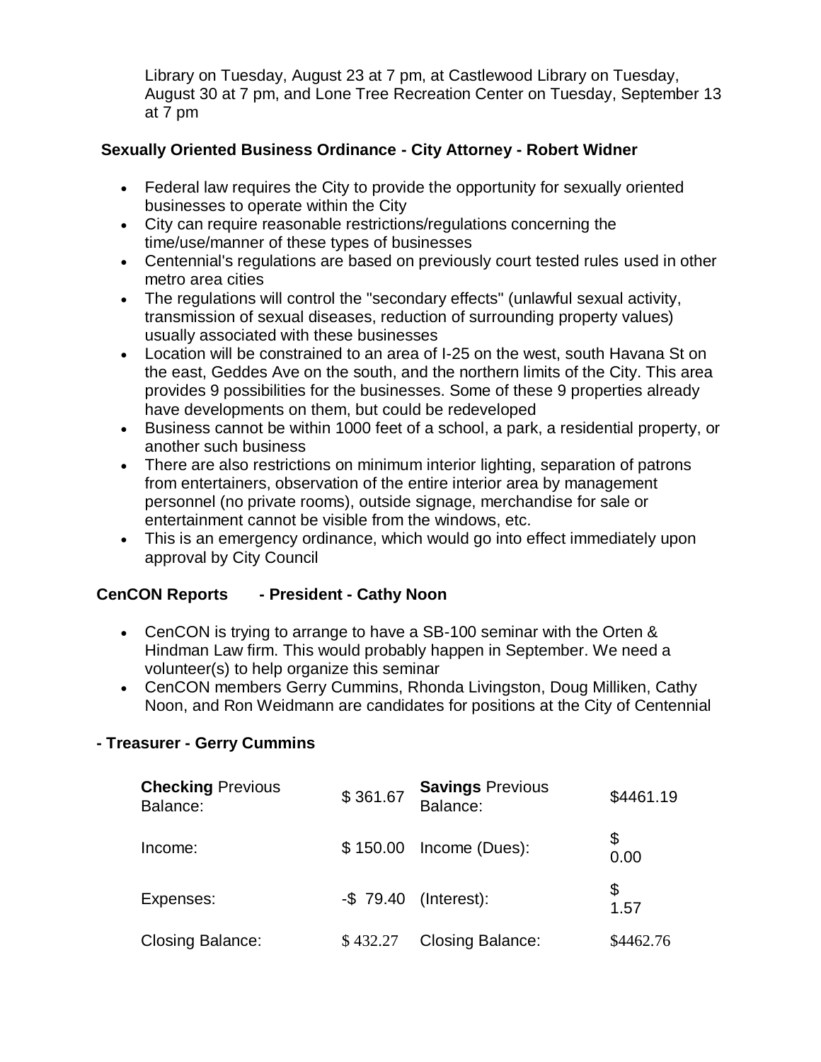Library on Tuesday, August 23 at 7 pm, at Castlewood Library on Tuesday, August 30 at 7 pm, and Lone Tree Recreation Center on Tuesday, September 13 at 7 pm

**Sexually Oriented Business Ordinance - City Attorney - Robert Widner**

- Federal law requires the City to provide the opportunity for sexually oriented businesses to operate within the City
- City can require reasonable restrictions/regulations concerning the time/use/manner of these types of businesses
- Centennial's regulations are based on previously court tested rules used in other metro area cities
- The regulations will control the "secondary effects" (unlawful sexual activity, transmission of sexual diseases, reduction of surrounding property values) usually associated with these businesses
- Location will be constrained to an area of I-25 on the west, south Havana St on the east, Geddes Ave on the south, and the northern limits of the City. This area provides 9 possibilities for the businesses. Some of these 9 properties already have developments on them, but could be redeveloped
- Business cannot be within 1000 feet of a school, a park, a residential property, or another such business
- There are also restrictions on minimum interior lighting, separation of patrons from entertainers, observation of the entire interior area by management personnel (no private rooms), outside signage, merchandise for sale or entertainment cannot be visible from the windows, etc.
- This is an emergency ordinance, which would go into effect immediately upon approval by City Council

**CenCON Reports - President - Cathy Noon**

- CenCON is trying to arrange to have a SB-100 seminar with the Orten & Hindman Law firm. This would probably happen in September. We need a volunteer(s) to help organize this seminar
- CenCON members Gerry Cummins, Rhonda Livingston, Doug Milliken, Cathy Noon, and Ron Weidmann are candidates for positions at the City of Centennial

**- Treasurer - Gerry Cummins**

| **Checking** Previous Balance: | $ 361.67 | **Savings** Previous Balance: | $4461.19 |
|---|---|---|---|
| Income: | $ 150.00 | Income (Dues): | $ 0.00 |
| Expenses: | -$ 79.40 | (Interest): | $ 1.57 |
| Closing Balance: | $ 432.27 | Closing Balance: | $4462.76 |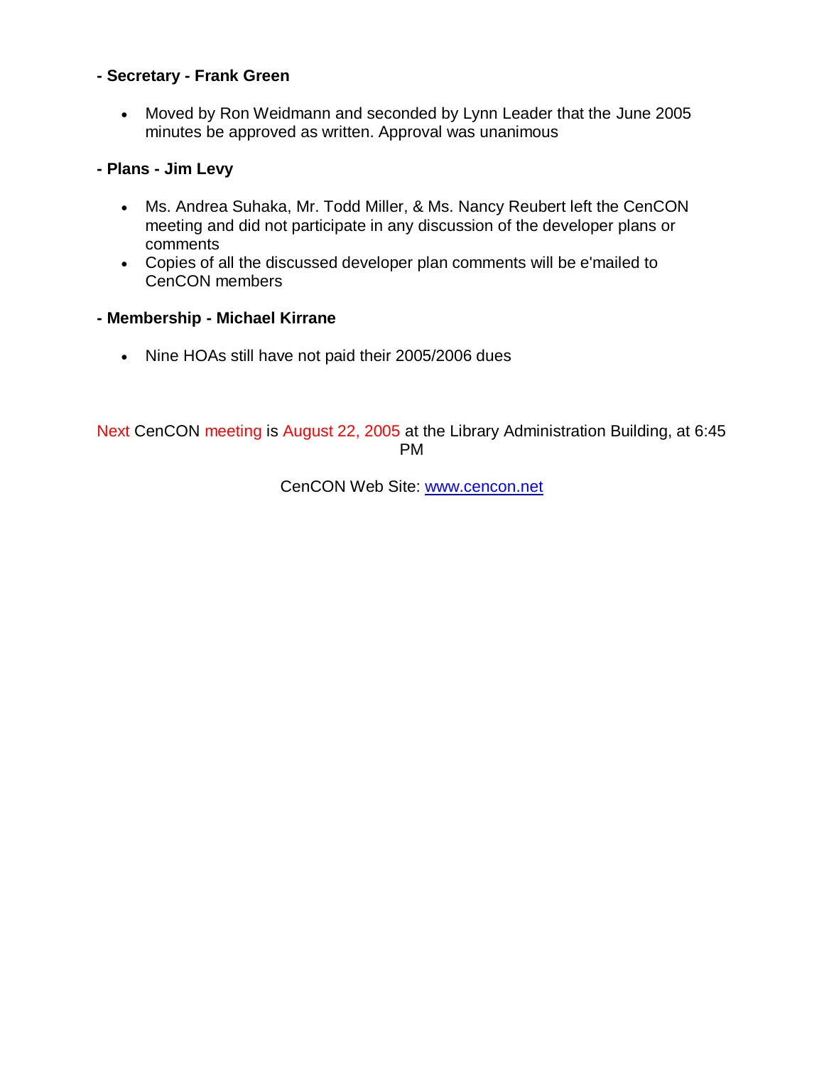**- Secretary - Frank Green**

- Moved by Ron Weidmann and seconded by Lynn Leader that the June 2005 minutes be approved as written. Approval was unanimous

**- Plans - Jim Levy**

- Ms. Andrea Suhaka, Mr. Todd Miller, & Ms. Nancy Reubert left the CenCON meeting and did not participate in any discussion of the developer plans or comments
- Copies of all the discussed developer plan comments will be e'mailed to CenCON members

**- Membership - Michael Kirrane**

- Nine HOAs still have not paid their 2005/2006 dues

Next CenCON meeting is August 22, 2005 at the Library Administration Building, at 6:45 PM

CenCON Web Site: [www.cencon.net](http://www.cencon.net)